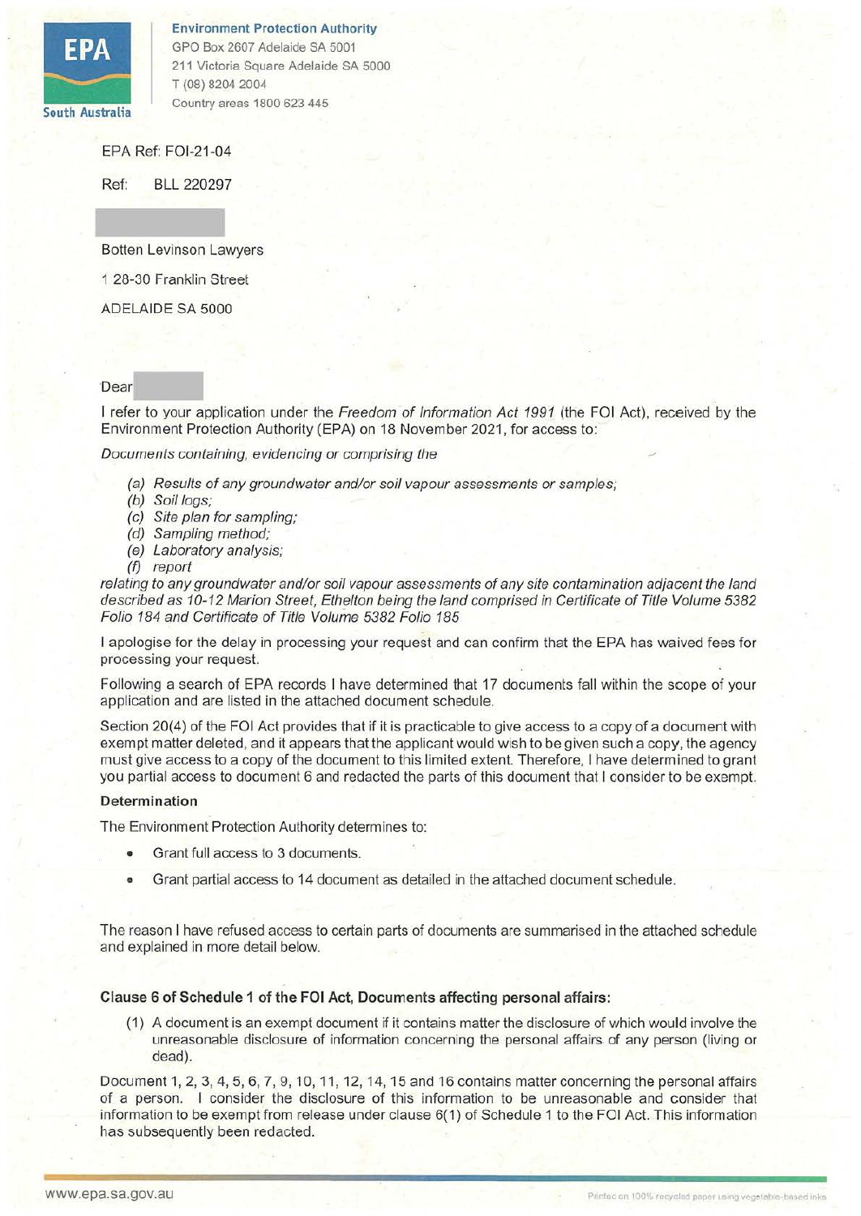Environment Protection Authority
GPO Box 2607 Adelaide SA 5001
211 Victoria Square Adelaide SA 5000
T (08) 8204 2004
Country areas 1800 623 445

EPA Ref: FOI-21-04

Ref: BLL 220297

Botten Levinson Lawyers

1 28-30 Franklin Street

ADELAIDE SA 5000

Dear

I refer to your application under the *Freedom of Information Act 1991* (the FOI Act), received by the Environment Protection Authority (EPA) on 18 November 2021, for access to:

*Documents containing, evidencing or comprising the*

- *(a) Results of any groundwater and/or soil vapour assessments or samples;*
- *(b) Soil logs;*
- *(c) Site plan for sampling;*
- *(d) Sampling method;*
- *(e) Laboratory analysis;*
- *(f) report*

*relating to any groundwater and/or soil vapour assessments of any site contamination adjacent the land described as 10-12 Marion Street, Ethelton being the land comprised in Certificate of Title Volume 5382 Folio 184 and Certificate of Title Volume 5382 Folio 185*

I apologise for the delay in processing your request and can confirm that the EPA has waived fees for processing your request.

Following a search of EPA records I have determined that 17 documents fall within the scope of your application and are listed in the attached document schedule.

Section 20(4) of the FOI Act provides that if it is practicable to give access to a copy of a document with exempt matter deleted, and it appears that the applicant would wish to be given such a copy, the agency must give access to a copy of the document to this limited extent. Therefore, I have determined to grant you partial access to document 6 and redacted the parts of this document that I consider to be exempt.

**Determination**

The Environment Protection Authority determines to:

- Grant full access to 3 documents.
- Grant partial access to 14 document as detailed in the attached document schedule.

The reason I have refused access to certain parts of documents are summarised in the attached schedule and explained in more detail below.

**Clause 6 of Schedule 1 of the FOI Act, Documents affecting personal affairs:**

(1) A document is an exempt document if it contains matter the disclosure of which would involve the unreasonable disclosure of information concerning the personal affairs of any person (living or dead).

Document 1, 2, 3, 4, 5, 6, 7, 9, 10, 11, 12, 14, 15 and 16 contains matter concerning the personal affairs of a person. I consider the disclosure of this information to be unreasonable and consider that information to be exempt from release under clause 6(1) of Schedule 1 to the FOI Act. This information has subsequently been redacted.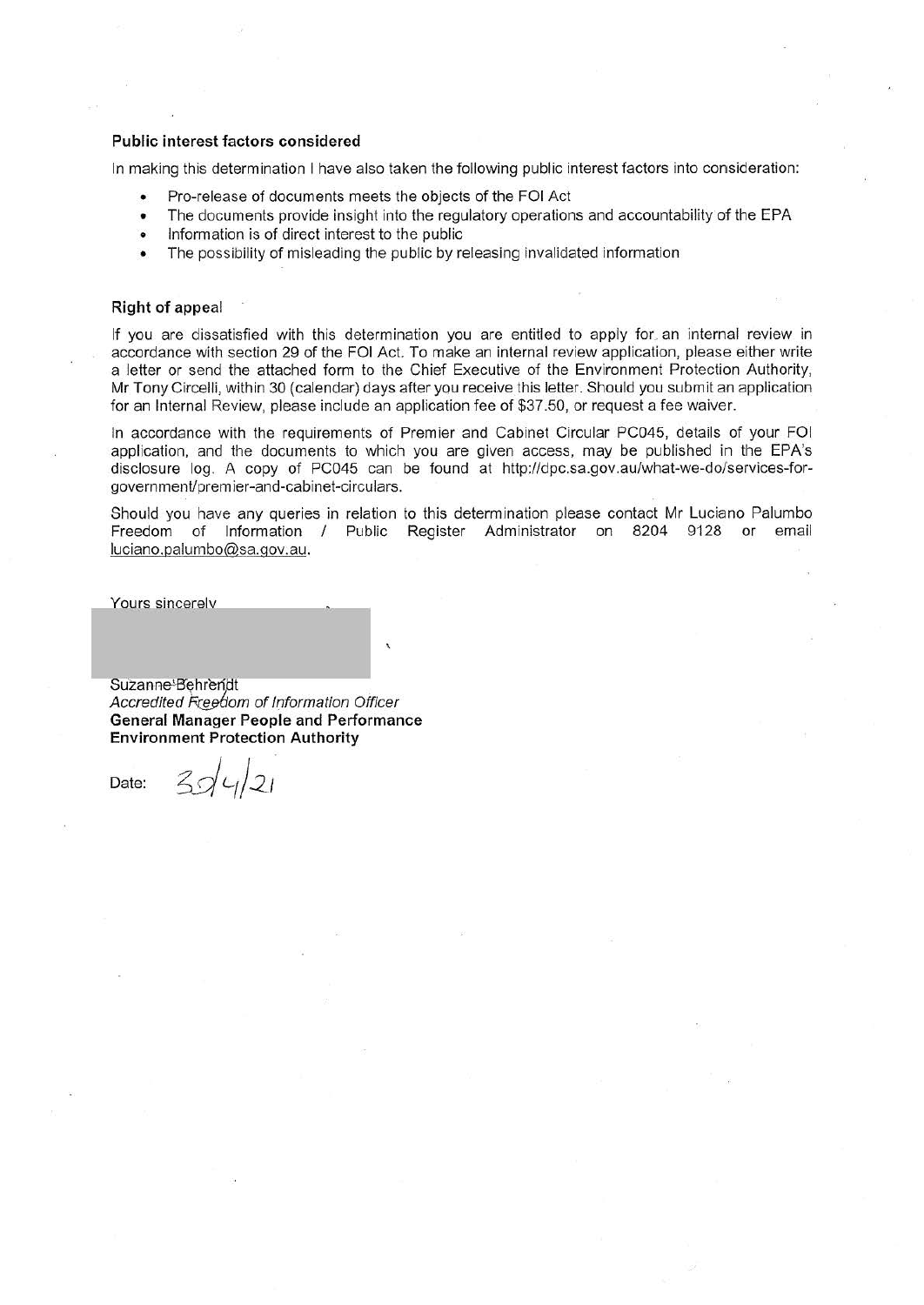**Public interest factors considered**

In making this determination I have also taken the following public interest factors into consideration:

- Pro-release of documents meets the objects of the FOI Act
- The documents provide insight into the regulatory operations and accountability of the EPA
- Information is of direct interest to the public
- The possibility of misleading the public by releasing invalidated information

**Right of appeal**

If you are dissatisfied with this determination you are entitled to apply for an internal review in accordance with section 29 of the FOI Act. To make an internal review application, please either write a letter or send the attached form to the Chief Executive of the Environment Protection Authority, Mr Tony Circelli, within 30 (calendar) days after you receive this letter. Should you submit an application for an Internal Review, please include an application fee of $37.50, or request a fee waiver.

In accordance with the requirements of Premier and Cabinet Circular PC045, details of your FOI application, and the documents to which you are given access, may be published in the EPA's disclosure log. A copy of PC045 can be found at http://dpc.sa.gov.au/what-we-do/services-for-government/premier-and-cabinet-circulars.

Should you have any queries in relation to this determination please contact Mr Luciano Palumbo Freedom of Information / Public Register Administrator on 8204 9128 or email luciano.palumbo@sa.gov.au.

Yours sincerely

Suzanne Behrendt
*Accredited Freedom of Information Officer*
**General Manager People and Performance**
**Environment Protection Authority**

Date: 30/4/21